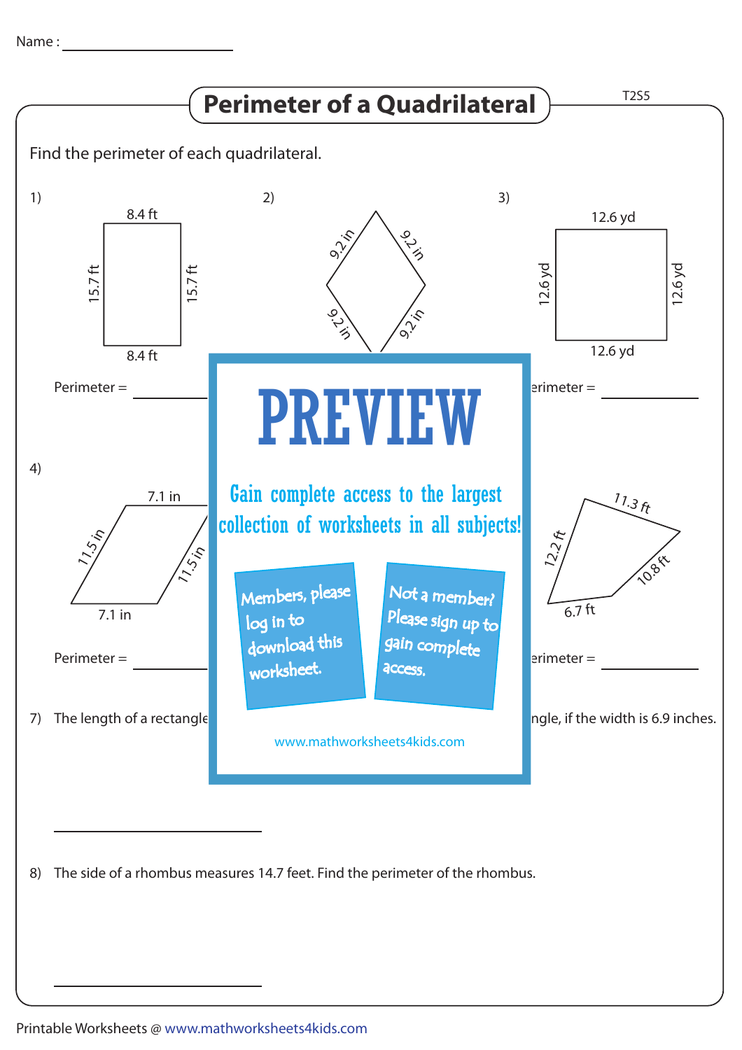Name : ____________________

# Perimeter of a Quadrilateral

T2S5

Find the perimeter of each quadrilateral.

1)

8.4 ft

15.7 ft 15.7 ft

8.4 ft

Perimeter = ____________

2)

9.2 in 9.2 in

9.2 in 9.2 in

3)

12.6 yd

12.6 yd 12.6 yd

12.6 yd

erimeter = ____________

4)

7.1 in

11.5 in 11.5 in

7.1 in

Perimeter = ____________

11.3 ft

12.2 ft

10.8 ft

6.7 ft

erimeter = ____________

PREVIEW

Gain complete access to the largest collection of worksheets in all subjects!

Members, please log in to download this worksheet.

Not a member? Please sign up to gain complete access.

www.mathworksheets4kids.com

7) The length of a rectangle ... ngle, if the width is 6.9 inches.

____________________

8) The side of a rhombus measures 14.7 feet. Find the perimeter of the rhombus.

____________________

Printable Worksheets @ www.mathworksheets4kids.com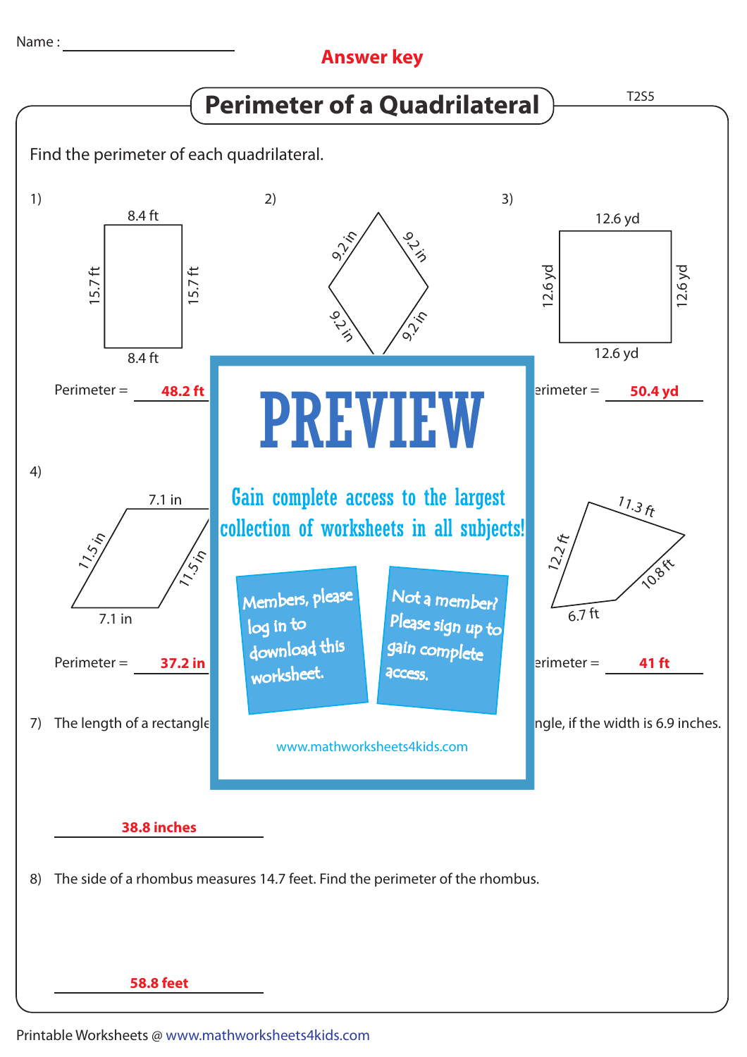Name :

**Answer key**

# Perimeter of a Quadrilateral

Find the perimeter of each quadrilateral.

1)

8.4 ft

15.7 ft

15.7 ft

8.4 ft

Perimeter = **48.2 ft**

2)

9.2 in

9.2 in

9.2 in

9.2 in

3)

12.6 yd

12.6 yd

12.6 yd

12.6 yd

Perimeter = **50.4 yd**

PREVIEW

Gain complete access to the largest collection of worksheets in all subjects!

Members, please log in to download this worksheet.

Not a member? Please sign up to gain complete access.

www.mathworksheets4kids.com

4)

7.1 in

11.5 in

11.5 in

7.1 in

Perimeter = **37.2 in**

11.3 ft

12.2 ft

10.8 ft

6.7 ft

Perimeter = **41 ft**

7) The length of a rectangle ... ngle, if the width is 6.9 inches.

**38.8 inches**

8) The side of a rhombus measures 14.7 feet. Find the perimeter of the rhombus.

**58.8 feet**